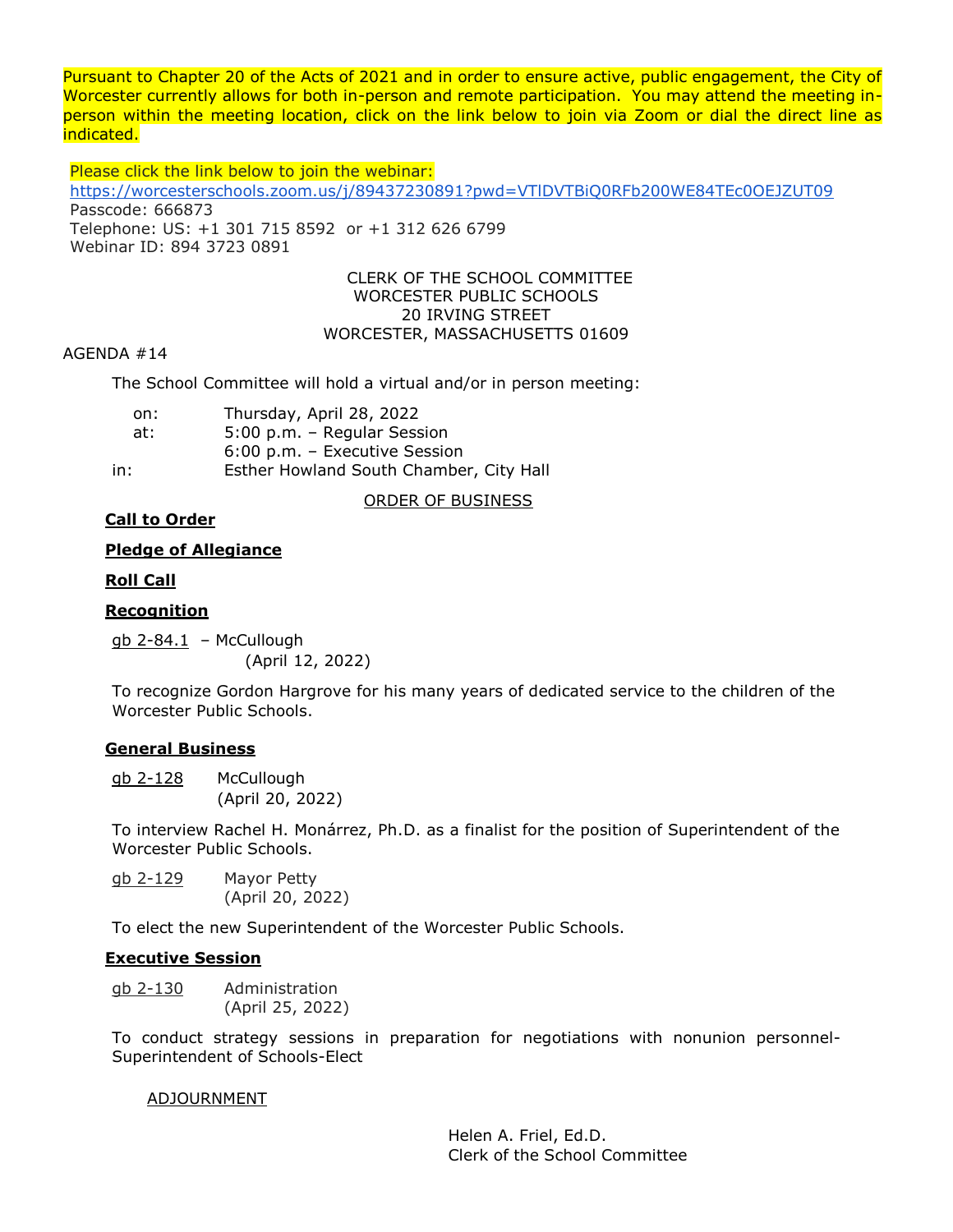Pursuant to Chapter 20 of the Acts of 2021 and in order to ensure active, public engagement, the City of Worcester currently allows for both in-person and remote participation. You may attend the meeting in-person within the meeting location, click on the link below to join via Zoom or dial the direct line as indicated.

Please click the link below to join the webinar:
https://worcesterschools.zoom.us/j/89437230891?pwd=VTlDVTBiQ0RFb200WE84TEc0OEJZUT09
Passcode: 666873
Telephone: US: +1 301 715 8592 or +1 312 626 6799
Webinar ID: 894 3723 0891

CLERK OF THE SCHOOL COMMITTEE
WORCESTER PUBLIC SCHOOLS
20 IRVING STREET
WORCESTER, MASSACHUSETTS 01609

AGENDA #14

The School Committee will hold a virtual and/or in person meeting:

on: Thursday, April 28, 2022
at: 5:00 p.m. – Regular Session
6:00 p.m. – Executive Session
in: Esther Howland South Chamber, City Hall

ORDER OF BUSINESS

**Call to Order**

**Pledge of Allegiance**

**Roll Call**

**Recognition**

gb 2-84.1 – McCullough
(April 12, 2022)

To recognize Gordon Hargrove for his many years of dedicated service to the children of the Worcester Public Schools.

**General Business**

gb 2-128 McCullough
(April 20, 2022)

To interview Rachel H. Monárrez, Ph.D. as a finalist for the position of Superintendent of the Worcester Public Schools.

gb 2-129 Mayor Petty
(April 20, 2022)

To elect the new Superintendent of the Worcester Public Schools.

**Executive Session**

gb 2-130 Administration
(April 25, 2022)

To conduct strategy sessions in preparation for negotiations with nonunion personnel-Superintendent of Schools-Elect

ADJOURNMENT

Helen A. Friel, Ed.D.
Clerk of the School Committee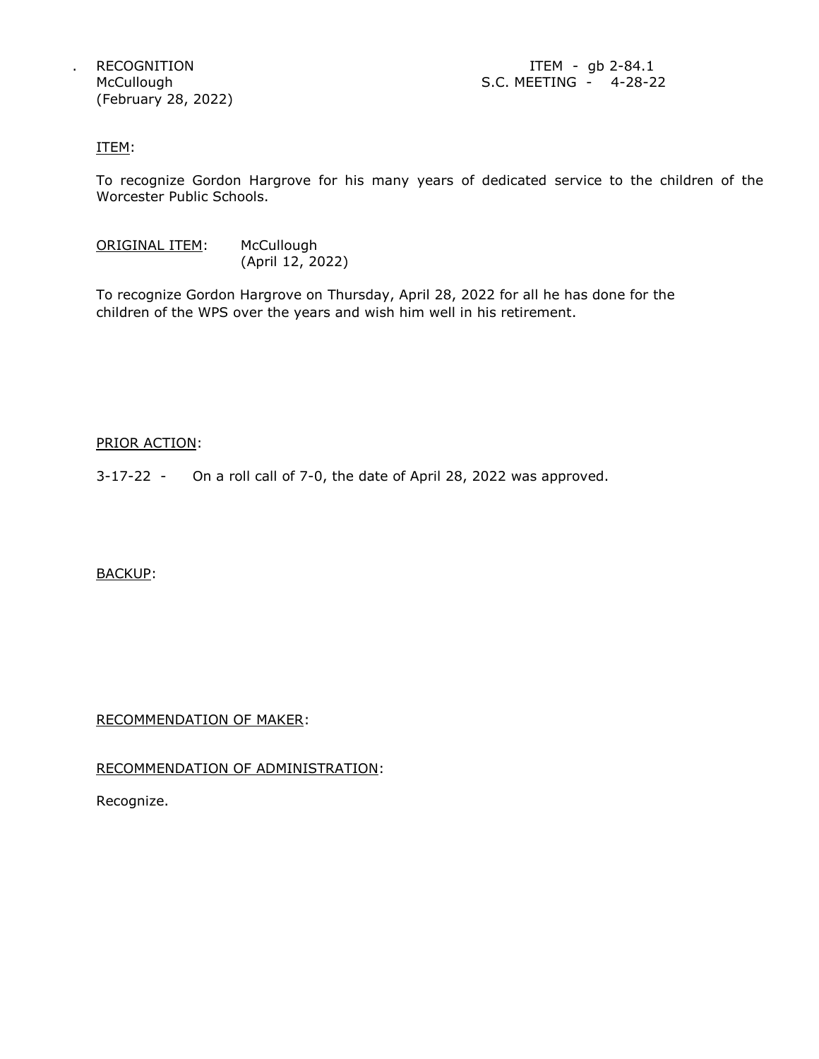. RECOGNITION
McCullough
(February 28, 2022)

ITEM - gb 2-84.1
S.C. MEETING - 4-28-22

ITEM:

To recognize Gordon Hargrove for his many years of dedicated service to the children of the Worcester Public Schools.

ORIGINAL ITEM: McCullough
(April 12, 2022)

To recognize Gordon Hargrove on Thursday, April 28, 2022 for all he has done for the children of the WPS over the years and wish him well in his retirement.

PRIOR ACTION:

3-17-22 - On a roll call of 7-0, the date of April 28, 2022 was approved.

BACKUP:

RECOMMENDATION OF MAKER:

RECOMMENDATION OF ADMINISTRATION:

Recognize.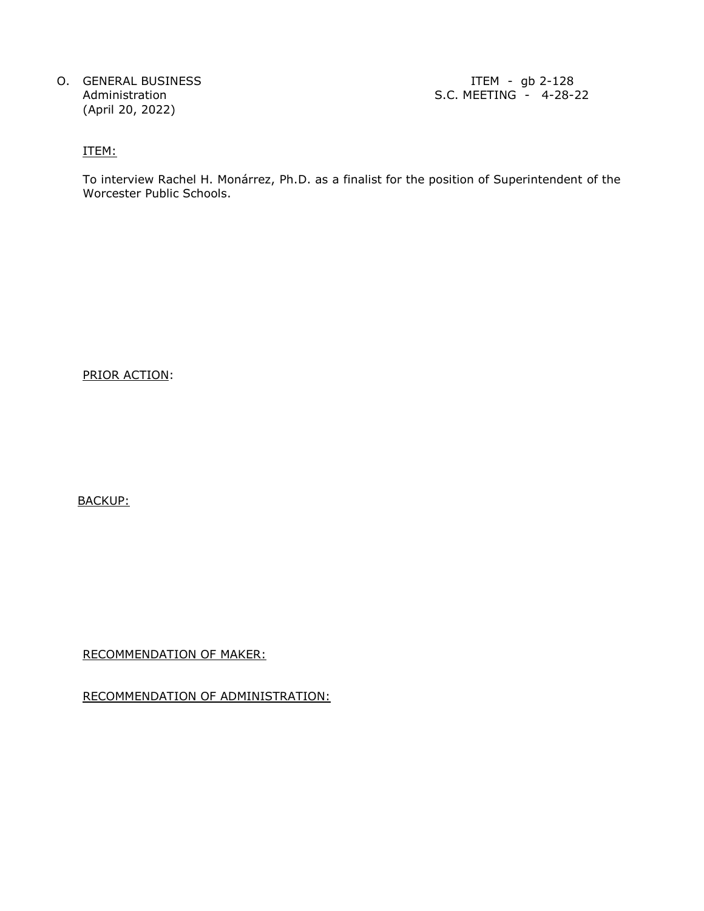O. GENERAL BUSINESS
Administration
(April 20, 2022)

ITEM - gb 2-128
S.C. MEETING - 4-28-22

ITEM:

To interview Rachel H. Monárrez, Ph.D. as a finalist for the position of Superintendent of the Worcester Public Schools.

PRIOR ACTION:

BACKUP:

RECOMMENDATION OF MAKER:

RECOMMENDATION OF ADMINISTRATION: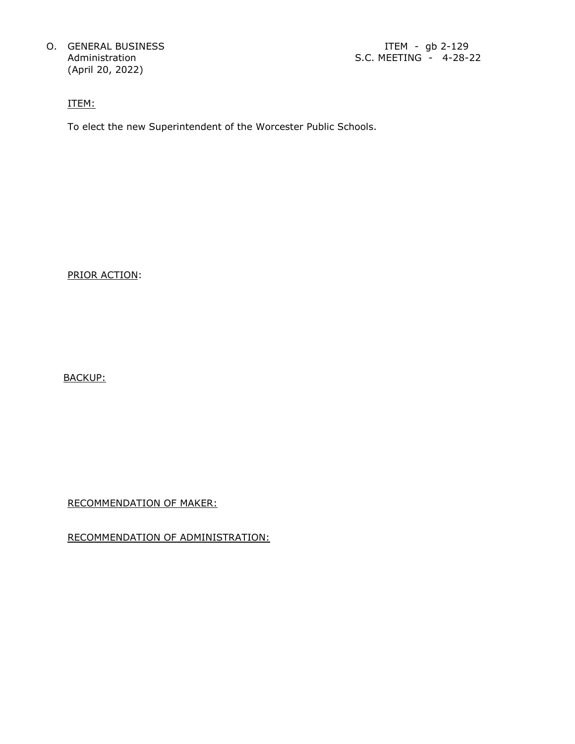O. GENERAL BUSINESS
Administration
(April 20, 2022)

ITEM - gb 2-129
S.C. MEETING - 4-28-22

ITEM:

To elect the new Superintendent of the Worcester Public Schools.

PRIOR ACTION:

BACKUP:

RECOMMENDATION OF MAKER:

RECOMMENDATION OF ADMINISTRATION: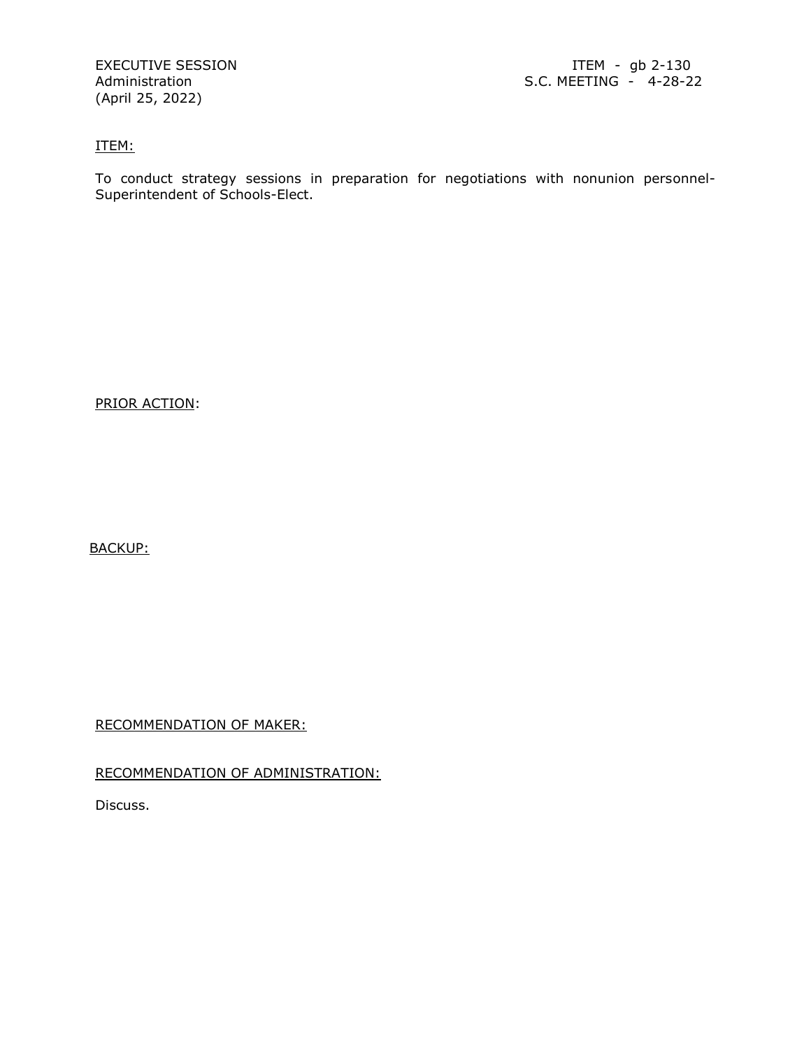EXECUTIVE SESSION
Administration
(April 25, 2022)

ITEM - gb 2-130
S.C. MEETING - 4-28-22

ITEM:

To conduct strategy sessions in preparation for negotiations with nonunion personnel-Superintendent of Schools-Elect.

PRIOR ACTION:

BACKUP:

RECOMMENDATION OF MAKER:

RECOMMENDATION OF ADMINISTRATION:

Discuss.